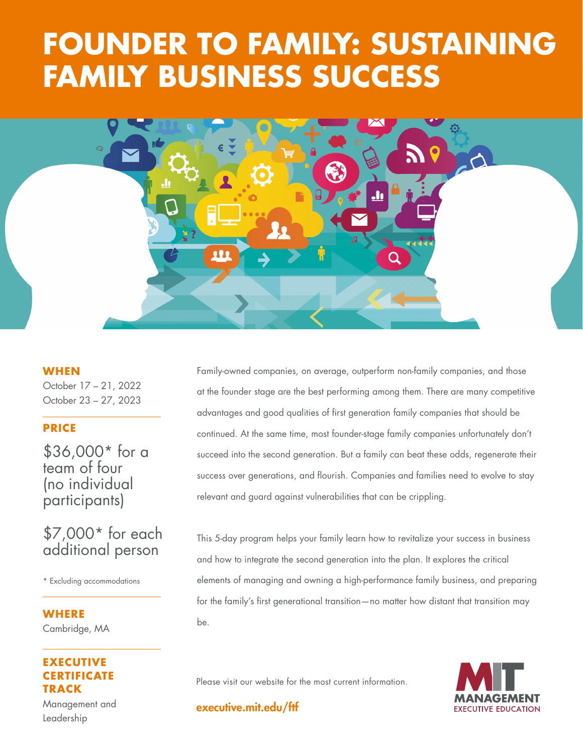# FOUNDER TO FAMILY: SUSTAINING FAMILY BUSINESS SUCCESS

### WHEN

October 17 – 21, 2022
October 23 – 27, 2023

### PRICE

$36,000* for a team of four (no individual participants)

$7,000* for each additional person

* Excluding accommodations

### WHERE

Cambridge, MA

### EXECUTIVE CERTIFICATE TRACK

Management and Leadership

Family-owned companies, on average, outperform non-family companies, and those at the founder stage are the best performing among them. There are many competitive advantages and good qualities of first generation family companies that should be continued. At the same time, most founder-stage family companies unfortunately don't succeed into the second generation. But a family can beat these odds, regenerate their success over generations, and flourish. Companies and families need to evolve to stay relevant and guard against vulnerabilities that can be crippling.

This 5-day program helps your family learn how to revitalize your success in business and how to integrate the second generation into the plan. It explores the critical elements of managing and owning a high-performance family business, and preparing for the family's first generational transition—no matter how distant that transition may be.

Please visit our website for the most current information.

**executive.mit.edu/fff**

MIT MANAGEMENT EXECUTIVE EDUCATION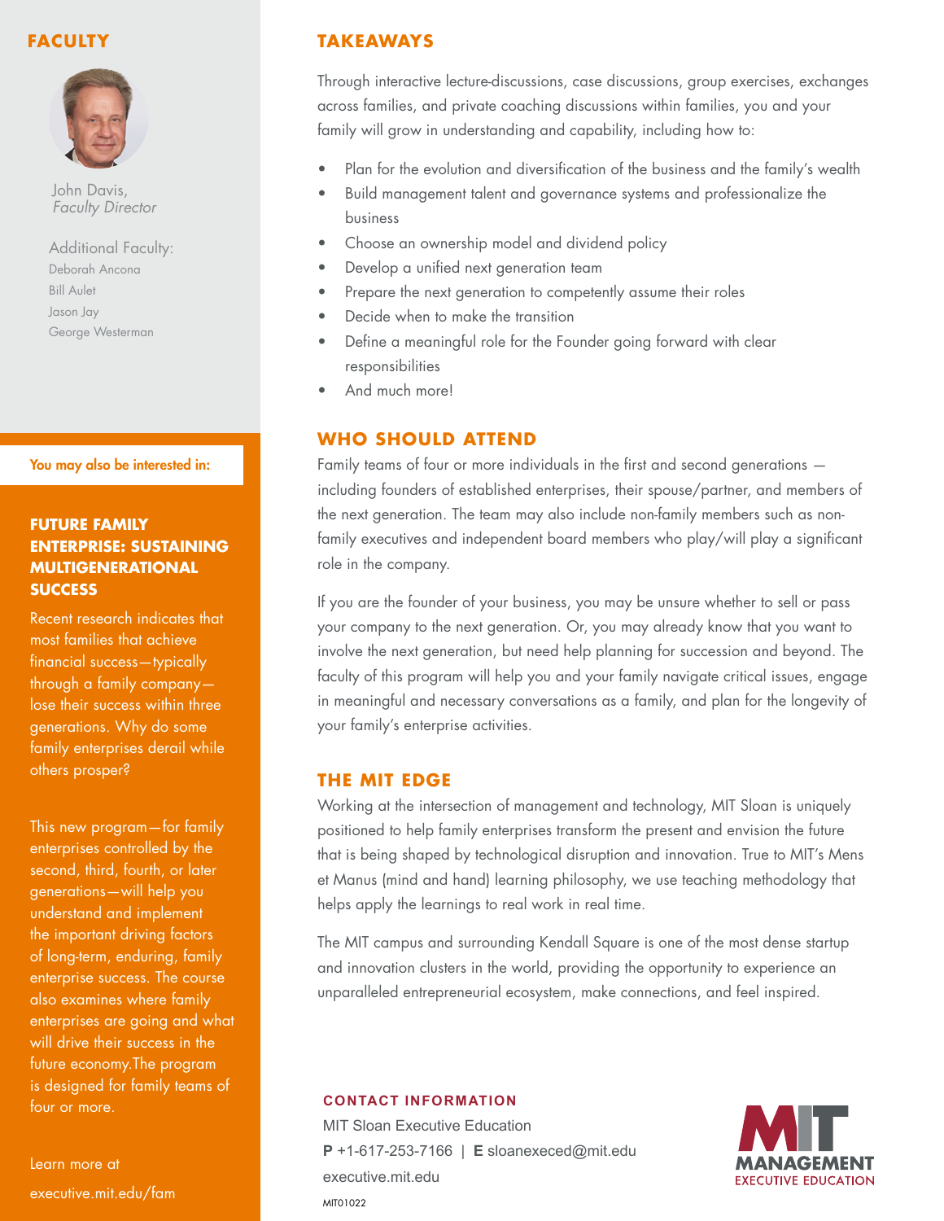## FACULTY

John Davis,
*Faculty Director*

Additional Faculty:
Deborah Ancona
Bill Aulet
Jason Jay
George Westerman

**You may also be interested in:**

### FUTURE FAMILY ENTERPRISE: SUSTAINING MULTIGENERATIONAL SUCCESS

Recent research indicates that most families that achieve financial success—typically through a family company—lose their success within three generations. Why do some family enterprises derail while others prosper?

This new program—for family enterprises controlled by the second, third, fourth, or later generations—will help you understand and implement the important driving factors of long-term, enduring, family enterprise success. The course also examines where family enterprises are going and what will drive their success in the future economy.The program is designed for family teams of four or more.

Learn more at
executive.mit.edu/fam

## TAKEAWAYS

Through interactive lecture-discussions, case discussions, group exercises, exchanges across families, and private coaching discussions within families, you and your family will grow in understanding and capability, including how to:

- Plan for the evolution and diversification of the business and the family's wealth
- Build management talent and governance systems and professionalize the business
- Choose an ownership model and dividend policy
- Develop a unified next generation team
- Prepare the next generation to competently assume their roles
- Decide when to make the transition
- Define a meaningful role for the Founder going forward with clear responsibilities
- And much more!

## WHO SHOULD ATTEND

Family teams of four or more individuals in the first and second generations — including founders of established enterprises, their spouse/partner, and members of the next generation. The team may also include non-family members such as non-family executives and independent board members who play/will play a significant role in the company.

If you are the founder of your business, you may be unsure whether to sell or pass your company to the next generation. Or, you may already know that you want to involve the next generation, but need help planning for succession and beyond. The faculty of this program will help you and your family navigate critical issues, engage in meaningful and necessary conversations as a family, and plan for the longevity of your family's enterprise activities.

## THE MIT EDGE

Working at the intersection of management and technology, MIT Sloan is uniquely positioned to help family enterprises transform the present and envision the future that is being shaped by technological disruption and innovation. True to MIT's Mens et Manus (mind and hand) learning philosophy, we use teaching methodology that helps apply the learnings to real work in real time.

The MIT campus and surrounding Kendall Square is one of the most dense startup and innovation clusters in the world, providing the opportunity to experience an unparalleled entrepreneurial ecosystem, make connections, and feel inspired.

**CONTACT INFORMATION**

MIT Sloan Executive Education
**P** +1-617-253-7166 | **E** sloanexeced@mit.edu
executive.mit.edu

MIT01022

MIT MANAGEMENT EXECUTIVE EDUCATION